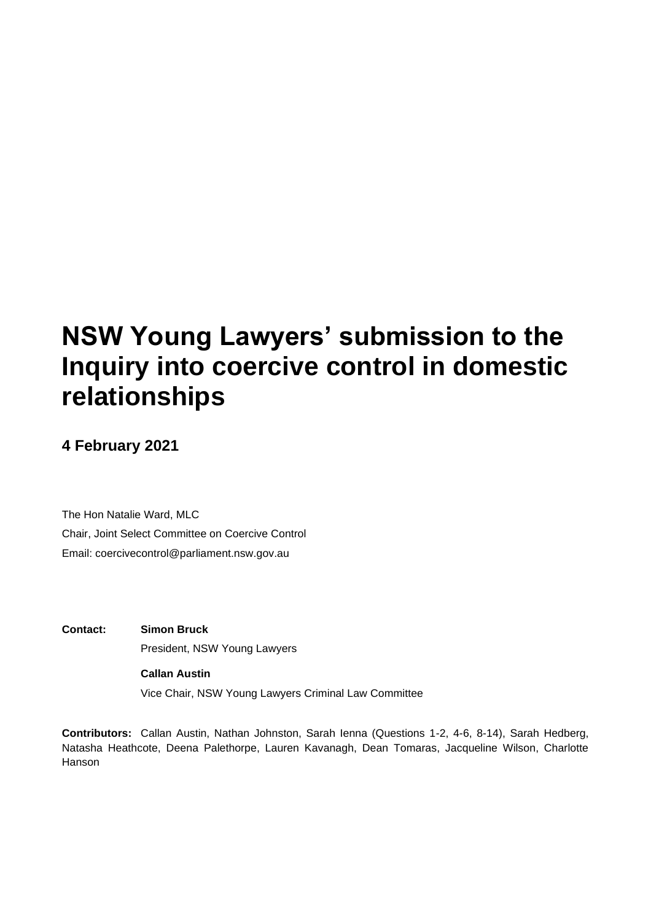# NSW Young Lawyers' submission to the Inquiry into coercive control in domestic relationships

**4 February 2021**

The Hon Natalie Ward, MLC

Chair, Joint Select Committee on Coercive Control

Email: coercivecontrol@parliament.nsw.gov.au

**Contact:** **Simon Bruck**

President, NSW Young Lawyers

**Callan Austin**

Vice Chair, NSW Young Lawyers Criminal Law Committee

**Contributors:** Callan Austin, Nathan Johnston, Sarah Ienna (Questions 1-2, 4-6, 8-14), Sarah Hedberg, Natasha Heathcote, Deena Palethorpe, Lauren Kavanagh, Dean Tomaras, Jacqueline Wilson, Charlotte Hanson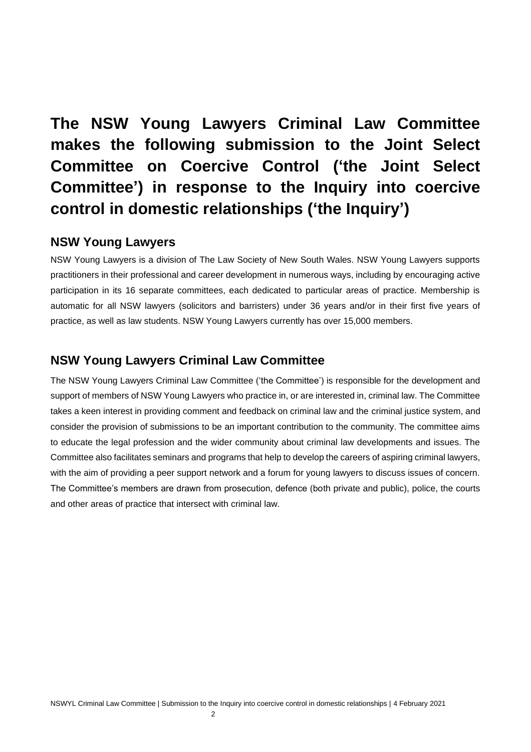# The NSW Young Lawyers Criminal Law Committee makes the following submission to the Joint Select Committee on Coercive Control ('the Joint Select Committee') in response to the Inquiry into coercive control in domestic relationships ('the Inquiry')

## NSW Young Lawyers

NSW Young Lawyers is a division of The Law Society of New South Wales. NSW Young Lawyers supports practitioners in their professional and career development in numerous ways, including by encouraging active participation in its 16 separate committees, each dedicated to particular areas of practice. Membership is automatic for all NSW lawyers (solicitors and barristers) under 36 years and/or in their first five years of practice, as well as law students. NSW Young Lawyers currently has over 15,000 members.

## NSW Young Lawyers Criminal Law Committee

The NSW Young Lawyers Criminal Law Committee ('the Committee') is responsible for the development and support of members of NSW Young Lawyers who practice in, or are interested in, criminal law. The Committee takes a keen interest in providing comment and feedback on criminal law and the criminal justice system, and consider the provision of submissions to be an important contribution to the community. The committee aims to educate the legal profession and the wider community about criminal law developments and issues. The Committee also facilitates seminars and programs that help to develop the careers of aspiring criminal lawyers, with the aim of providing a peer support network and a forum for young lawyers to discuss issues of concern. The Committee's members are drawn from prosecution, defence (both private and public), police, the courts and other areas of practice that intersect with criminal law.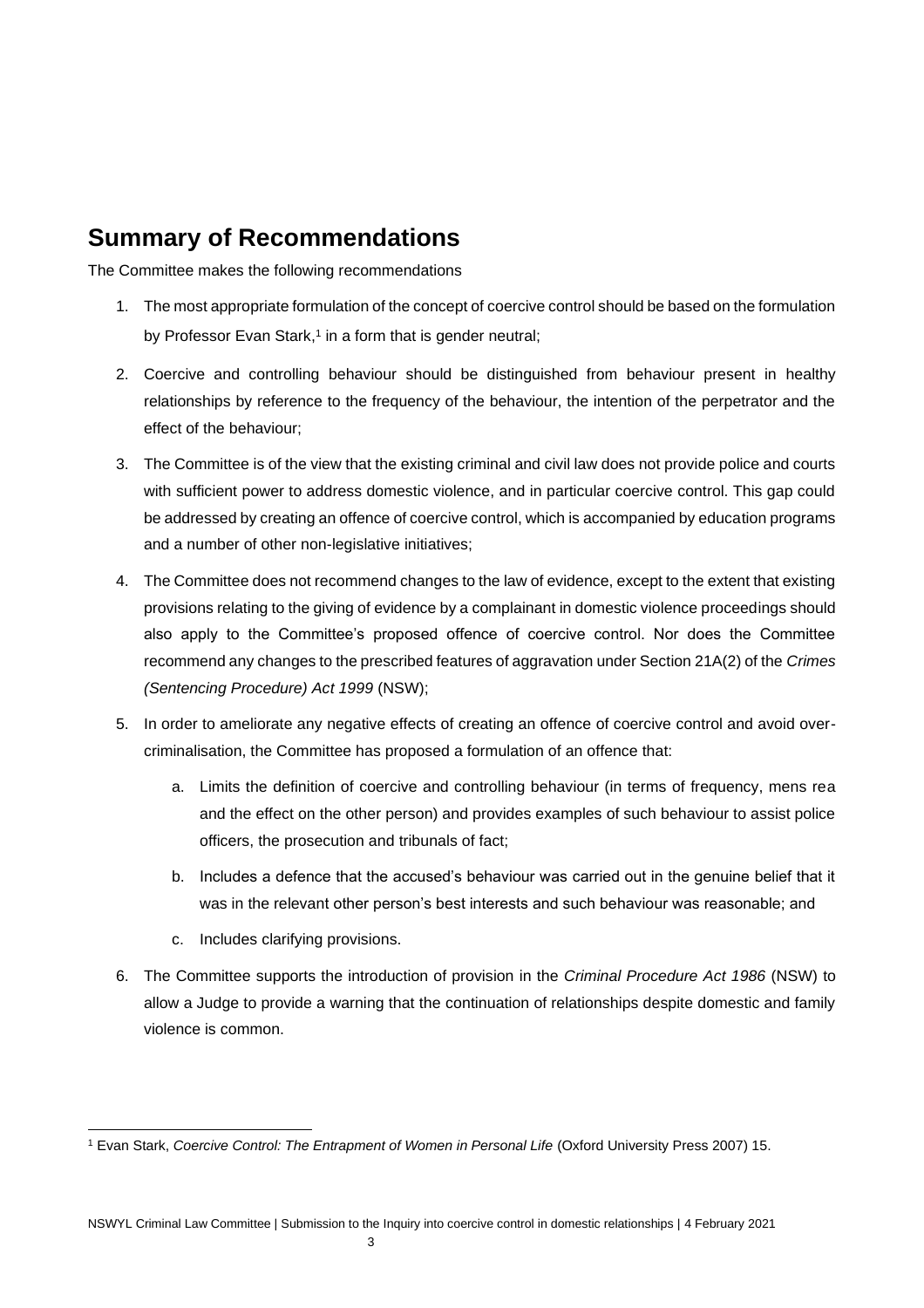## Summary of Recommendations

The Committee makes the following recommendations

1. The most appropriate formulation of the concept of coercive control should be based on the formulation by Professor Evan Stark,[1] in a form that is gender neutral;
2. Coercive and controlling behaviour should be distinguished from behaviour present in healthy relationships by reference to the frequency of the behaviour, the intention of the perpetrator and the effect of the behaviour;
3. The Committee is of the view that the existing criminal and civil law does not provide police and courts with sufficient power to address domestic violence, and in particular coercive control. This gap could be addressed by creating an offence of coercive control, which is accompanied by education programs and a number of other non-legislative initiatives;
4. The Committee does not recommend changes to the law of evidence, except to the extent that existing provisions relating to the giving of evidence by a complainant in domestic violence proceedings should also apply to the Committee's proposed offence of coercive control. Nor does the Committee recommend any changes to the prescribed features of aggravation under Section 21A(2) of the *Crimes (Sentencing Procedure) Act 1999* (NSW);
5. In order to ameliorate any negative effects of creating an offence of coercive control and avoid over-criminalisation, the Committee has proposed a formulation of an offence that:
   a. Limits the definition of coercive and controlling behaviour (in terms of frequency, mens rea and the effect on the other person) and provides examples of such behaviour to assist police officers, the prosecution and tribunals of fact;
   b. Includes a defence that the accused's behaviour was carried out in the genuine belief that it was in the relevant other person's best interests and such behaviour was reasonable; and
   c. Includes clarifying provisions.
6. The Committee supports the introduction of provision in the *Criminal Procedure Act 1986* (NSW) to allow a Judge to provide a warning that the continuation of relationships despite domestic and family violence is common.

[1] Evan Stark, *Coercive Control: The Entrapment of Women in Personal Life* (Oxford University Press 2007) 15.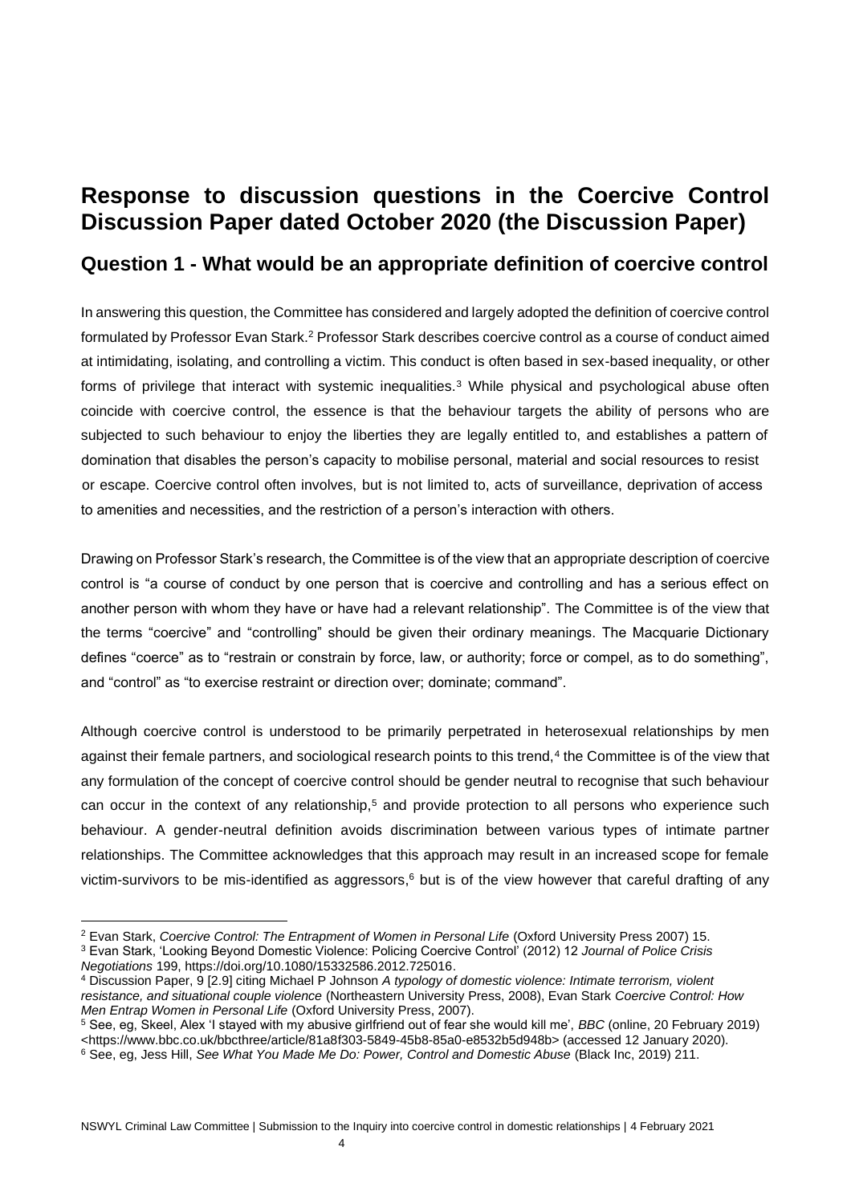# Response to discussion questions in the Coercive Control Discussion Paper dated October 2020 (the Discussion Paper)

## Question 1 - What would be an appropriate definition of coercive control

In answering this question, the Committee has considered and largely adopted the definition of coercive control formulated by Professor Evan Stark.[2] Professor Stark describes coercive control as a course of conduct aimed at intimidating, isolating, and controlling a victim. This conduct is often based in sex-based inequality, or other forms of privilege that interact with systemic inequalities.[3] While physical and psychological abuse often coincide with coercive control, the essence is that the behaviour targets the ability of persons who are subjected to such behaviour to enjoy the liberties they are legally entitled to, and establishes a pattern of domination that disables the person's capacity to mobilise personal, material and social resources to resist or escape. Coercive control often involves, but is not limited to, acts of surveillance, deprivation of access to amenities and necessities, and the restriction of a person's interaction with others.

Drawing on Professor Stark's research, the Committee is of the view that an appropriate description of coercive control is "a course of conduct by one person that is coercive and controlling and has a serious effect on another person with whom they have or have had a relevant relationship". The Committee is of the view that the terms "coercive" and "controlling" should be given their ordinary meanings. The Macquarie Dictionary defines "coerce" as to "restrain or constrain by force, law, or authority; force or compel, as to do something", and "control" as "to exercise restraint or direction over; dominate; command".

Although coercive control is understood to be primarily perpetrated in heterosexual relationships by men against their female partners, and sociological research points to this trend,[4] the Committee is of the view that any formulation of the concept of coercive control should be gender neutral to recognise that such behaviour can occur in the context of any relationship,[5] and provide protection to all persons who experience such behaviour. A gender-neutral definition avoids discrimination between various types of intimate partner relationships. The Committee acknowledges that this approach may result in an increased scope for female victim-survivors to be mis-identified as aggressors,[6] but is of the view however that careful drafting of any

---

[2] Evan Stark, *Coercive Control: The Entrapment of Women in Personal Life* (Oxford University Press 2007) 15.

[3] Evan Stark, 'Looking Beyond Domestic Violence: Policing Coercive Control' (2012) 12 *Journal of Police Crisis Negotiations* 199, https://doi.org/10.1080/15332586.2012.725016.

[4] Discussion Paper, 9 [2.9] citing Michael P Johnson *A typology of domestic violence: Intimate terrorism, violent resistance, and situational couple violence* (Northeastern University Press, 2008), Evan Stark *Coercive Control: How Men Entrap Women in Personal Life* (Oxford University Press, 2007).

[5] See, eg, Skeel, Alex 'I stayed with my abusive girlfriend out of fear she would kill me', *BBC* (online, 20 February 2019) <https://www.bbc.co.uk/bbcthree/article/81a8f303-5849-45b8-85a0-e8532b5d948b> (accessed 12 January 2020).

[6] See, eg, Jess Hill, *See What You Made Me Do: Power, Control and Domestic Abuse* (Black Inc, 2019) 211.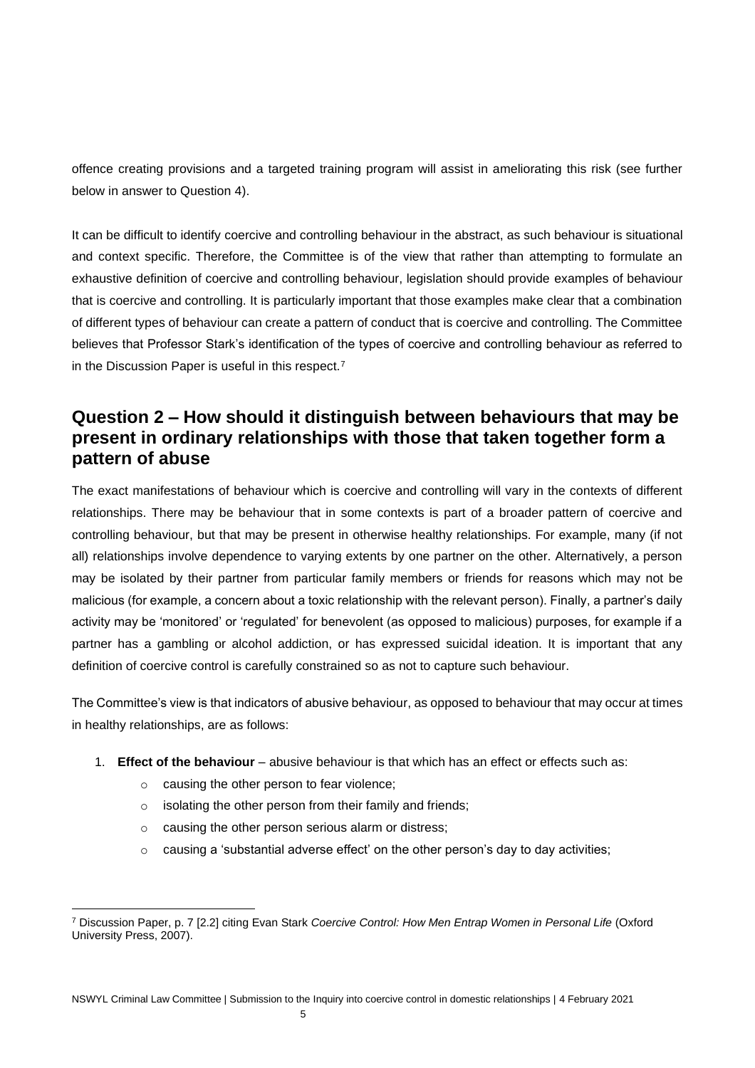offence creating provisions and a targeted training program will assist in ameliorating this risk (see further below in answer to Question 4).

It can be difficult to identify coercive and controlling behaviour in the abstract, as such behaviour is situational and context specific. Therefore, the Committee is of the view that rather than attempting to formulate an exhaustive definition of coercive and controlling behaviour, legislation should provide examples of behaviour that is coercive and controlling. It is particularly important that those examples make clear that a combination of different types of behaviour can create a pattern of conduct that is coercive and controlling. The Committee believes that Professor Stark's identification of the types of coercive and controlling behaviour as referred to in the Discussion Paper is useful in this respect.[7]

## Question 2 – How should it distinguish between behaviours that may be present in ordinary relationships with those that taken together form a pattern of abuse

The exact manifestations of behaviour which is coercive and controlling will vary in the contexts of different relationships. There may be behaviour that in some contexts is part of a broader pattern of coercive and controlling behaviour, but that may be present in otherwise healthy relationships. For example, many (if not all) relationships involve dependence to varying extents by one partner on the other. Alternatively, a person may be isolated by their partner from particular family members or friends for reasons which may not be malicious (for example, a concern about a toxic relationship with the relevant person). Finally, a partner's daily activity may be 'monitored' or 'regulated' for benevolent (as opposed to malicious) purposes, for example if a partner has a gambling or alcohol addiction, or has expressed suicidal ideation. It is important that any definition of coercive control is carefully constrained so as not to capture such behaviour.

The Committee's view is that indicators of abusive behaviour, as opposed to behaviour that may occur at times in healthy relationships, are as follows:

1. **Effect of the behaviour** – abusive behaviour is that which has an effect or effects such as:
    - causing the other person to fear violence;
    - isolating the other person from their family and friends;
    - causing the other person serious alarm or distress;
    - causing a 'substantial adverse effect' on the other person's day to day activities;

---

[7] Discussion Paper, p. 7 [2.2] citing Evan Stark *Coercive Control: How Men Entrap Women in Personal Life* (Oxford University Press, 2007).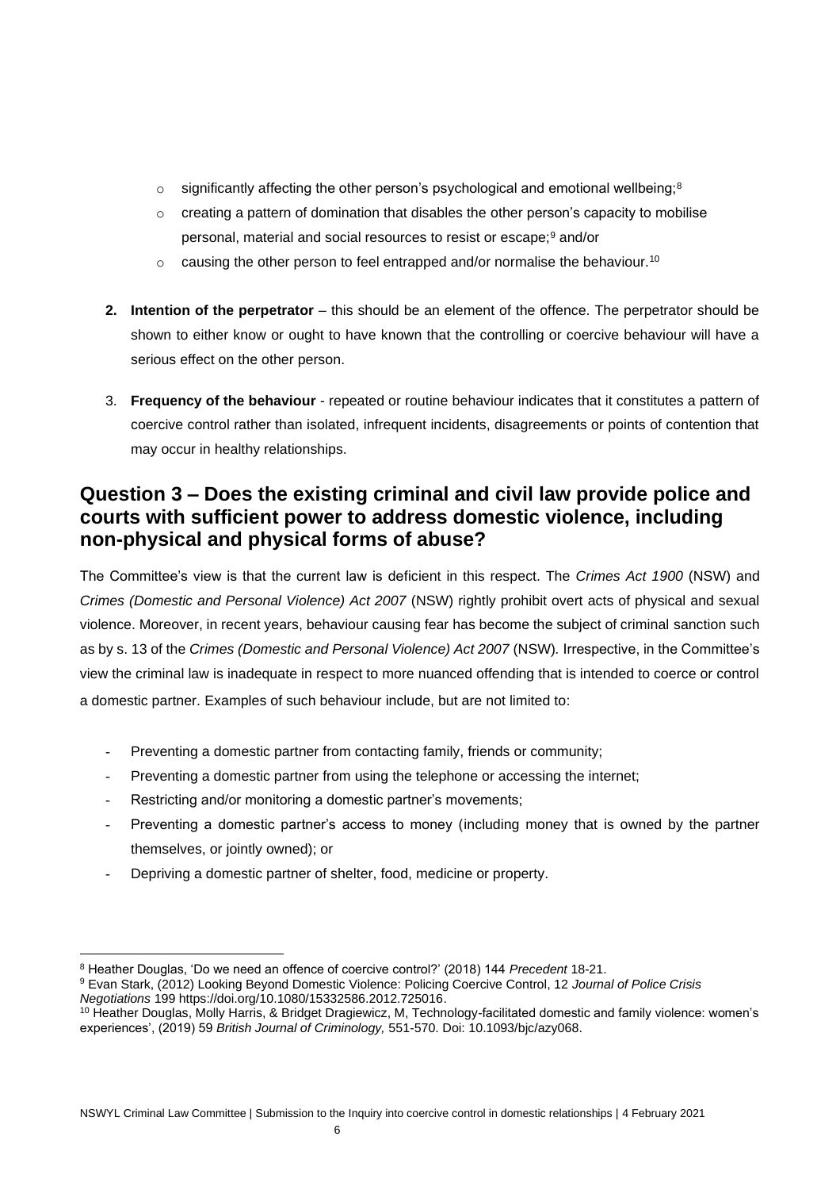- significantly affecting the other person's psychological and emotional wellbeing;[8]
- creating a pattern of domination that disables the other person's capacity to mobilise personal, material and social resources to resist or escape;[9] and/or
- causing the other person to feel entrapped and/or normalise the behaviour.[10]

2. **Intention of the perpetrator** – this should be an element of the offence. The perpetrator should be shown to either know or ought to have known that the controlling or coercive behaviour will have a serious effect on the other person.

3. **Frequency of the behaviour** - repeated or routine behaviour indicates that it constitutes a pattern of coercive control rather than isolated, infrequent incidents, disagreements or points of contention that may occur in healthy relationships.

## Question 3 – Does the existing criminal and civil law provide police and courts with sufficient power to address domestic violence, including non-physical and physical forms of abuse?

The Committee's view is that the current law is deficient in this respect. The *Crimes Act 1900* (NSW) and *Crimes (Domestic and Personal Violence) Act 2007* (NSW) rightly prohibit overt acts of physical and sexual violence. Moreover, in recent years, behaviour causing fear has become the subject of criminal sanction such as by s. 13 of the *Crimes (Domestic and Personal Violence) Act 2007* (NSW). Irrespective, in the Committee's view the criminal law is inadequate in respect to more nuanced offending that is intended to coerce or control a domestic partner. Examples of such behaviour include, but are not limited to:

- Preventing a domestic partner from contacting family, friends or community;
- Preventing a domestic partner from using the telephone or accessing the internet;
- Restricting and/or monitoring a domestic partner's movements;
- Preventing a domestic partner's access to money (including money that is owned by the partner themselves, or jointly owned); or
- Depriving a domestic partner of shelter, food, medicine or property.

---

[8] Heather Douglas, 'Do we need an offence of coercive control?' (2018) 144 *Precedent* 18-21.

[9] Evan Stark, (2012) Looking Beyond Domestic Violence: Policing Coercive Control, 12 *Journal of Police Crisis Negotiations* 199 https://doi.org/10.1080/15332586.2012.725016.

[10] Heather Douglas, Molly Harris, & Bridget Dragiewicz, M, Technology-facilitated domestic and family violence: women's experiences', (2019) 59 *British Journal of Criminology,* 551-570. Doi: 10.1093/bjc/azy068.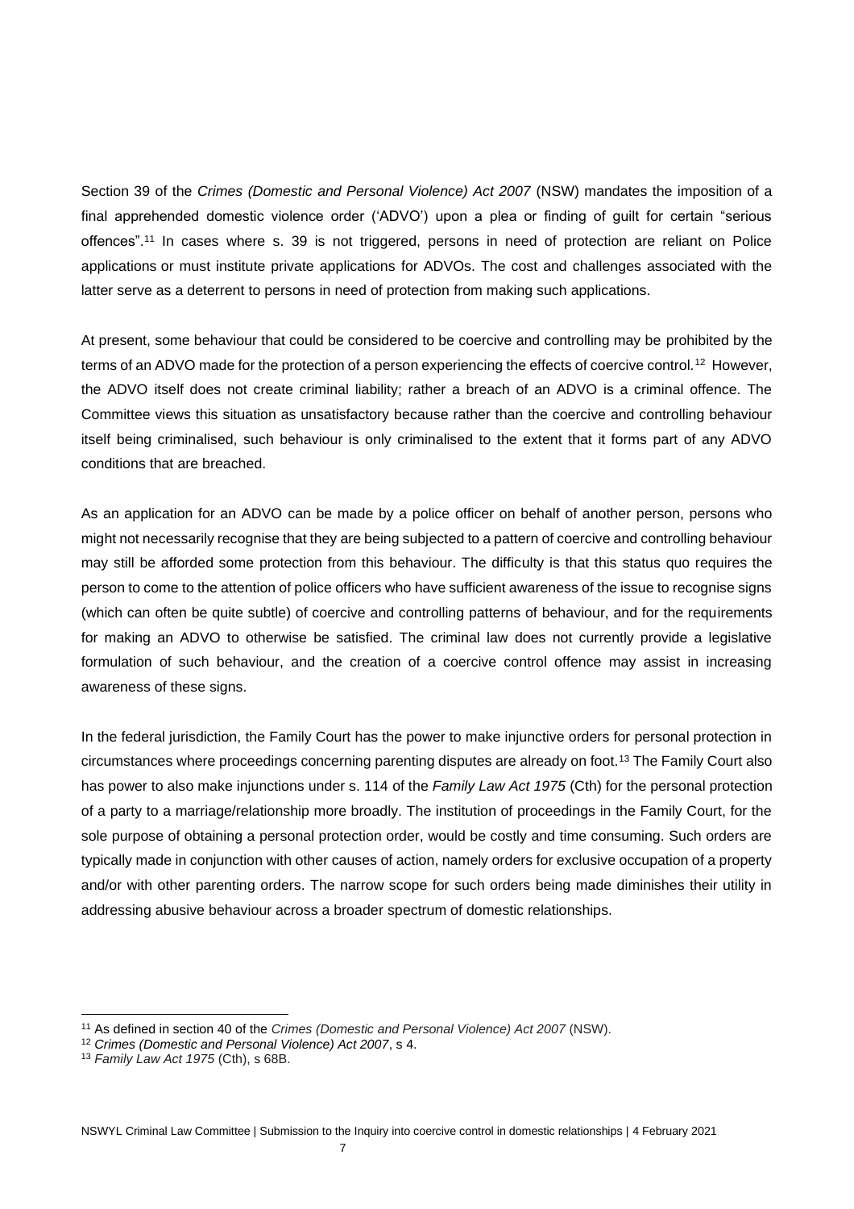Section 39 of the *Crimes (Domestic and Personal Violence) Act 2007* (NSW) mandates the imposition of a final apprehended domestic violence order ('ADVO') upon a plea or finding of guilt for certain "serious offences".[11] In cases where s. 39 is not triggered, persons in need of protection are reliant on Police applications or must institute private applications for ADVOs. The cost and challenges associated with the latter serve as a deterrent to persons in need of protection from making such applications.

At present, some behaviour that could be considered to be coercive and controlling may be prohibited by the terms of an ADVO made for the protection of a person experiencing the effects of coercive control.[12] However, the ADVO itself does not create criminal liability; rather a breach of an ADVO is a criminal offence. The Committee views this situation as unsatisfactory because rather than the coercive and controlling behaviour itself being criminalised, such behaviour is only criminalised to the extent that it forms part of any ADVO conditions that are breached.

As an application for an ADVO can be made by a police officer on behalf of another person, persons who might not necessarily recognise that they are being subjected to a pattern of coercive and controlling behaviour may still be afforded some protection from this behaviour. The difficulty is that this status quo requires the person to come to the attention of police officers who have sufficient awareness of the issue to recognise signs (which can often be quite subtle) of coercive and controlling patterns of behaviour, and for the requirements for making an ADVO to otherwise be satisfied. The criminal law does not currently provide a legislative formulation of such behaviour, and the creation of a coercive control offence may assist in increasing awareness of these signs.

In the federal jurisdiction, the Family Court has the power to make injunctive orders for personal protection in circumstances where proceedings concerning parenting disputes are already on foot.[13] The Family Court also has power to also make injunctions under s. 114 of the *Family Law Act 1975* (Cth) for the personal protection of a party to a marriage/relationship more broadly. The institution of proceedings in the Family Court, for the sole purpose of obtaining a personal protection order, would be costly and time consuming. Such orders are typically made in conjunction with other causes of action, namely orders for exclusive occupation of a property and/or with other parenting orders. The narrow scope for such orders being made diminishes their utility in addressing abusive behaviour across a broader spectrum of domestic relationships.

---

[11] As defined in section 40 of the *Crimes (Domestic and Personal Violence) Act 2007* (NSW).

[12] *Crimes (Domestic and Personal Violence) Act 2007*, s 4.

[13] *Family Law Act 1975* (Cth), s 68B.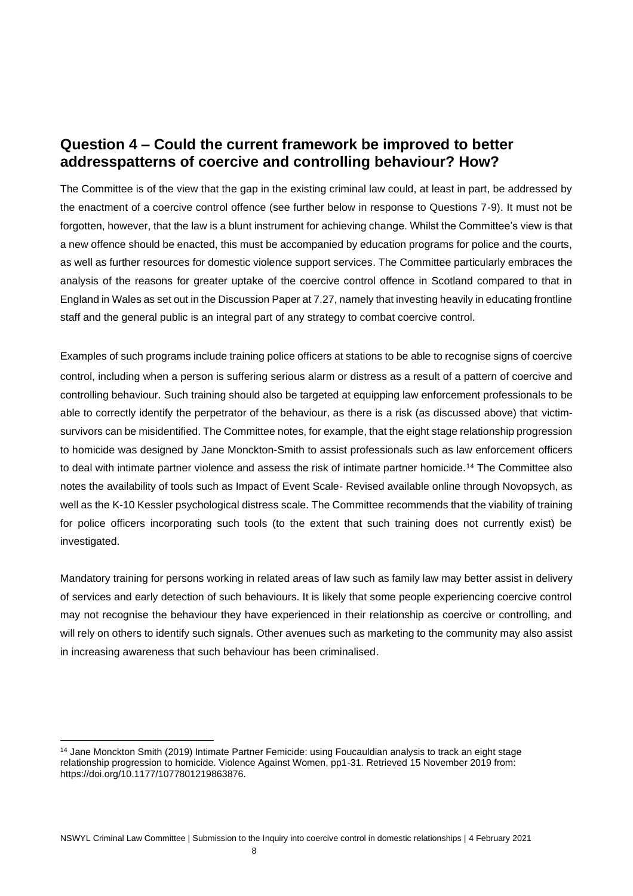## Question 4 – Could the current framework be improved to better addresspatterns of coercive and controlling behaviour? How?

The Committee is of the view that the gap in the existing criminal law could, at least in part, be addressed by the enactment of a coercive control offence (see further below in response to Questions 7-9). It must not be forgotten, however, that the law is a blunt instrument for achieving change. Whilst the Committee's view is that a new offence should be enacted, this must be accompanied by education programs for police and the courts, as well as further resources for domestic violence support services. The Committee particularly embraces the analysis of the reasons for greater uptake of the coercive control offence in Scotland compared to that in England in Wales as set out in the Discussion Paper at 7.27, namely that investing heavily in educating frontline staff and the general public is an integral part of any strategy to combat coercive control.

Examples of such programs include training police officers at stations to be able to recognise signs of coercive control, including when a person is suffering serious alarm or distress as a result of a pattern of coercive and controlling behaviour. Such training should also be targeted at equipping law enforcement professionals to be able to correctly identify the perpetrator of the behaviour, as there is a risk (as discussed above) that victim-survivors can be misidentified. The Committee notes, for example, that the eight stage relationship progression to homicide was designed by Jane Monckton-Smith to assist professionals such as law enforcement officers to deal with intimate partner violence and assess the risk of intimate partner homicide.[14] The Committee also notes the availability of tools such as Impact of Event Scale- Revised available online through Novopsych, as well as the K-10 Kessler psychological distress scale. The Committee recommends that the viability of training for police officers incorporating such tools (to the extent that such training does not currently exist) be investigated.

Mandatory training for persons working in related areas of law such as family law may better assist in delivery of services and early detection of such behaviours. It is likely that some people experiencing coercive control may not recognise the behaviour they have experienced in their relationship as coercive or controlling, and will rely on others to identify such signals. Other avenues such as marketing to the community may also assist in increasing awareness that such behaviour has been criminalised.

---

[14] Jane Monckton Smith (2019) Intimate Partner Femicide: using Foucauldian analysis to track an eight stage relationship progression to homicide. Violence Against Women, pp1-31. Retrieved 15 November 2019 from: https://doi.org/10.1177/1077801219863876.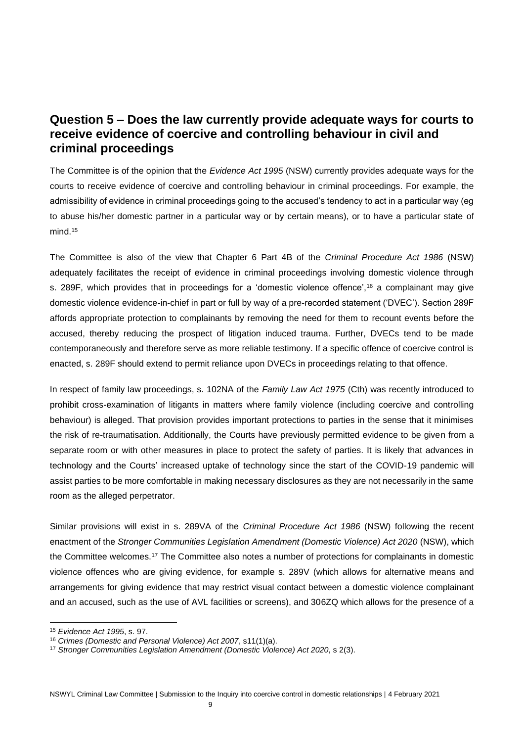## Question 5 – Does the law currently provide adequate ways for courts to receive evidence of coercive and controlling behaviour in civil and criminal proceedings

The Committee is of the opinion that the *Evidence Act 1995* (NSW) currently provides adequate ways for the courts to receive evidence of coercive and controlling behaviour in criminal proceedings. For example, the admissibility of evidence in criminal proceedings going to the accused's tendency to act in a particular way (eg to abuse his/her domestic partner in a particular way or by certain means), or to have a particular state of mind.[15]

The Committee is also of the view that Chapter 6 Part 4B of the *Criminal Procedure Act 1986* (NSW) adequately facilitates the receipt of evidence in criminal proceedings involving domestic violence through s. 289F, which provides that in proceedings for a 'domestic violence offence',[16] a complainant may give domestic violence evidence-in-chief in part or full by way of a pre-recorded statement ('DVEC'). Section 289F affords appropriate protection to complainants by removing the need for them to recount events before the accused, thereby reducing the prospect of litigation induced trauma. Further, DVECs tend to be made contemporaneously and therefore serve as more reliable testimony. If a specific offence of coercive control is enacted, s. 289F should extend to permit reliance upon DVECs in proceedings relating to that offence.

In respect of family law proceedings, s. 102NA of the *Family Law Act 1975* (Cth) was recently introduced to prohibit cross-examination of litigants in matters where family violence (including coercive and controlling behaviour) is alleged. That provision provides important protections to parties in the sense that it minimises the risk of re-traumatisation. Additionally, the Courts have previously permitted evidence to be given from a separate room or with other measures in place to protect the safety of parties. It is likely that advances in technology and the Courts' increased uptake of technology since the start of the COVID-19 pandemic will assist parties to be more comfortable in making necessary disclosures as they are not necessarily in the same room as the alleged perpetrator.

Similar provisions will exist in s. 289VA of the *Criminal Procedure Act 1986* (NSW) following the recent enactment of the *Stronger Communities Legislation Amendment (Domestic Violence) Act 2020* (NSW), which the Committee welcomes.[17] The Committee also notes a number of protections for complainants in domestic violence offences who are giving evidence, for example s. 289V (which allows for alternative means and arrangements for giving evidence that may restrict visual contact between a domestic violence complainant and an accused, such as the use of AVL facilities or screens), and 306ZQ which allows for the presence of a

[15] *Evidence Act 1995*, s. 97.

[16] *Crimes (Domestic and Personal Violence) Act 2007*, s11(1)(a).

[17] *Stronger Communities Legislation Amendment (Domestic Violence) Act 2020*, s 2(3).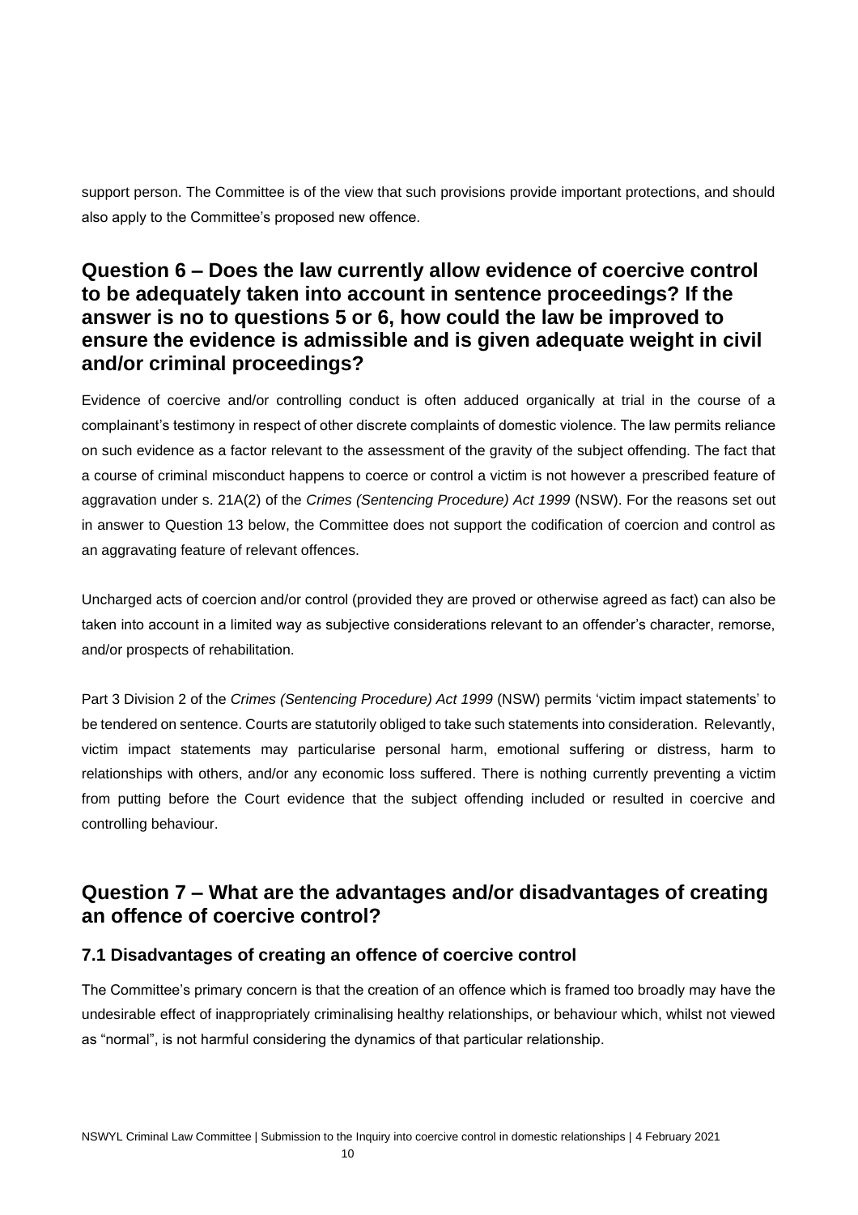support person. The Committee is of the view that such provisions provide important protections, and should also apply to the Committee's proposed new offence.

## Question 6 – Does the law currently allow evidence of coercive control to be adequately taken into account in sentence proceedings? If the answer is no to questions 5 or 6, how could the law be improved to ensure the evidence is admissible and is given adequate weight in civil and/or criminal proceedings?

Evidence of coercive and/or controlling conduct is often adduced organically at trial in the course of a complainant's testimony in respect of other discrete complaints of domestic violence. The law permits reliance on such evidence as a factor relevant to the assessment of the gravity of the subject offending. The fact that a course of criminal misconduct happens to coerce or control a victim is not however a prescribed feature of aggravation under s. 21A(2) of the *Crimes (Sentencing Procedure) Act 1999* (NSW). For the reasons set out in answer to Question 13 below, the Committee does not support the codification of coercion and control as an aggravating feature of relevant offences.

Uncharged acts of coercion and/or control (provided they are proved or otherwise agreed as fact) can also be taken into account in a limited way as subjective considerations relevant to an offender's character, remorse, and/or prospects of rehabilitation.

Part 3 Division 2 of the *Crimes (Sentencing Procedure) Act 1999* (NSW) permits 'victim impact statements' to be tendered on sentence. Courts are statutorily obliged to take such statements into consideration. Relevantly, victim impact statements may particularise personal harm, emotional suffering or distress, harm to relationships with others, and/or any economic loss suffered. There is nothing currently preventing a victim from putting before the Court evidence that the subject offending included or resulted in coercive and controlling behaviour.

## Question 7 – What are the advantages and/or disadvantages of creating an offence of coercive control?

### 7.1 Disadvantages of creating an offence of coercive control

The Committee's primary concern is that the creation of an offence which is framed too broadly may have the undesirable effect of inappropriately criminalising healthy relationships, or behaviour which, whilst not viewed as "normal", is not harmful considering the dynamics of that particular relationship.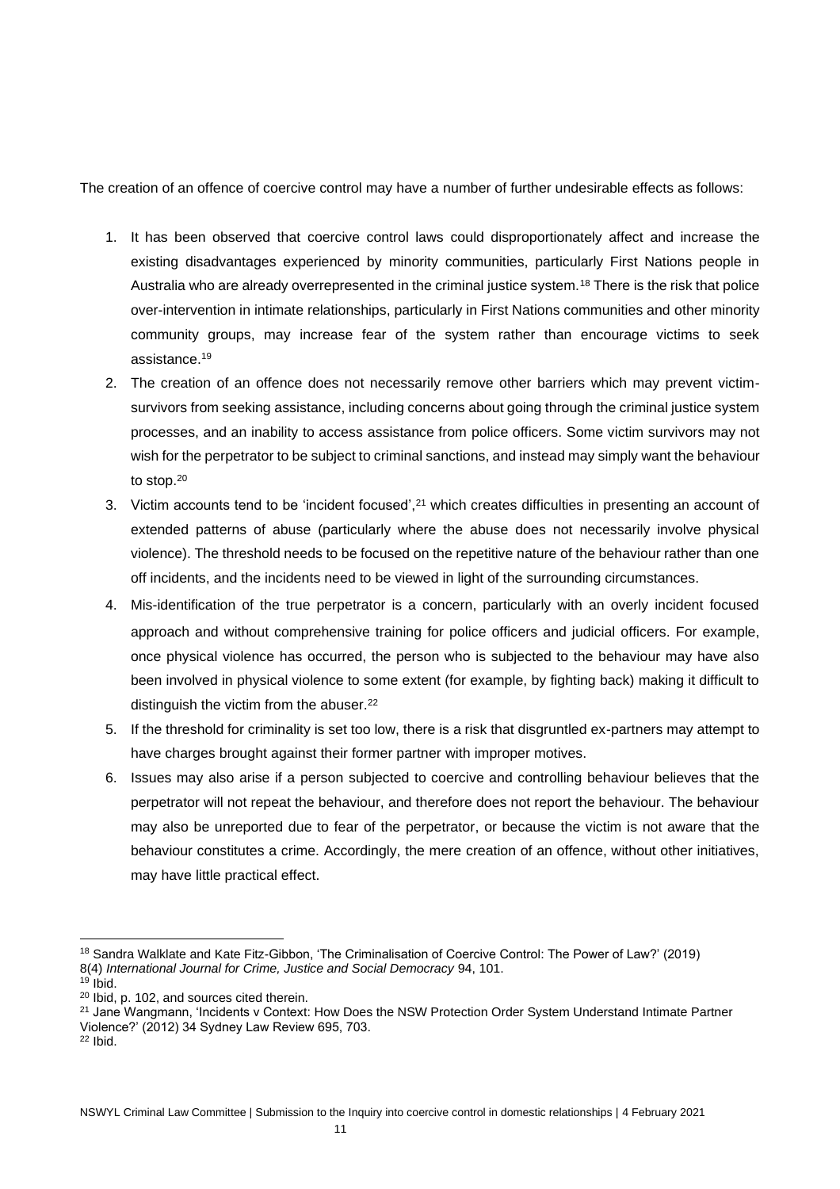The creation of an offence of coercive control may have a number of further undesirable effects as follows:

1. It has been observed that coercive control laws could disproportionately affect and increase the existing disadvantages experienced by minority communities, particularly First Nations people in Australia who are already overrepresented in the criminal justice system.[18] There is the risk that police over-intervention in intimate relationships, particularly in First Nations communities and other minority community groups, may increase fear of the system rather than encourage victims to seek assistance.[19]
2. The creation of an offence does not necessarily remove other barriers which may prevent victim-survivors from seeking assistance, including concerns about going through the criminal justice system processes, and an inability to access assistance from police officers. Some victim survivors may not wish for the perpetrator to be subject to criminal sanctions, and instead may simply want the behaviour to stop.[20]
3. Victim accounts tend to be 'incident focused',[21] which creates difficulties in presenting an account of extended patterns of abuse (particularly where the abuse does not necessarily involve physical violence). The threshold needs to be focused on the repetitive nature of the behaviour rather than one off incidents, and the incidents need to be viewed in light of the surrounding circumstances.
4. Mis-identification of the true perpetrator is a concern, particularly with an overly incident focused approach and without comprehensive training for police officers and judicial officers. For example, once physical violence has occurred, the person who is subjected to the behaviour may have also been involved in physical violence to some extent (for example, by fighting back) making it difficult to distinguish the victim from the abuser.[22]
5. If the threshold for criminality is set too low, there is a risk that disgruntled ex-partners may attempt to have charges brought against their former partner with improper motives.
6. Issues may also arise if a person subjected to coercive and controlling behaviour believes that the perpetrator will not repeat the behaviour, and therefore does not report the behaviour. The behaviour may also be unreported due to fear of the perpetrator, or because the victim is not aware that the behaviour constitutes a crime. Accordingly, the mere creation of an offence, without other initiatives, may have little practical effect.

---

[18] Sandra Walklate and Kate Fitz-Gibbon, 'The Criminalisation of Coercive Control: The Power of Law?' (2019) 8(4) *International Journal for Crime, Justice and Social Democracy* 94, 101.

[19] Ibid.

[20] Ibid, p. 102, and sources cited therein.

[21] Jane Wangmann, 'Incidents v Context: How Does the NSW Protection Order System Understand Intimate Partner Violence?' (2012) 34 Sydney Law Review 695, 703.

[22] Ibid.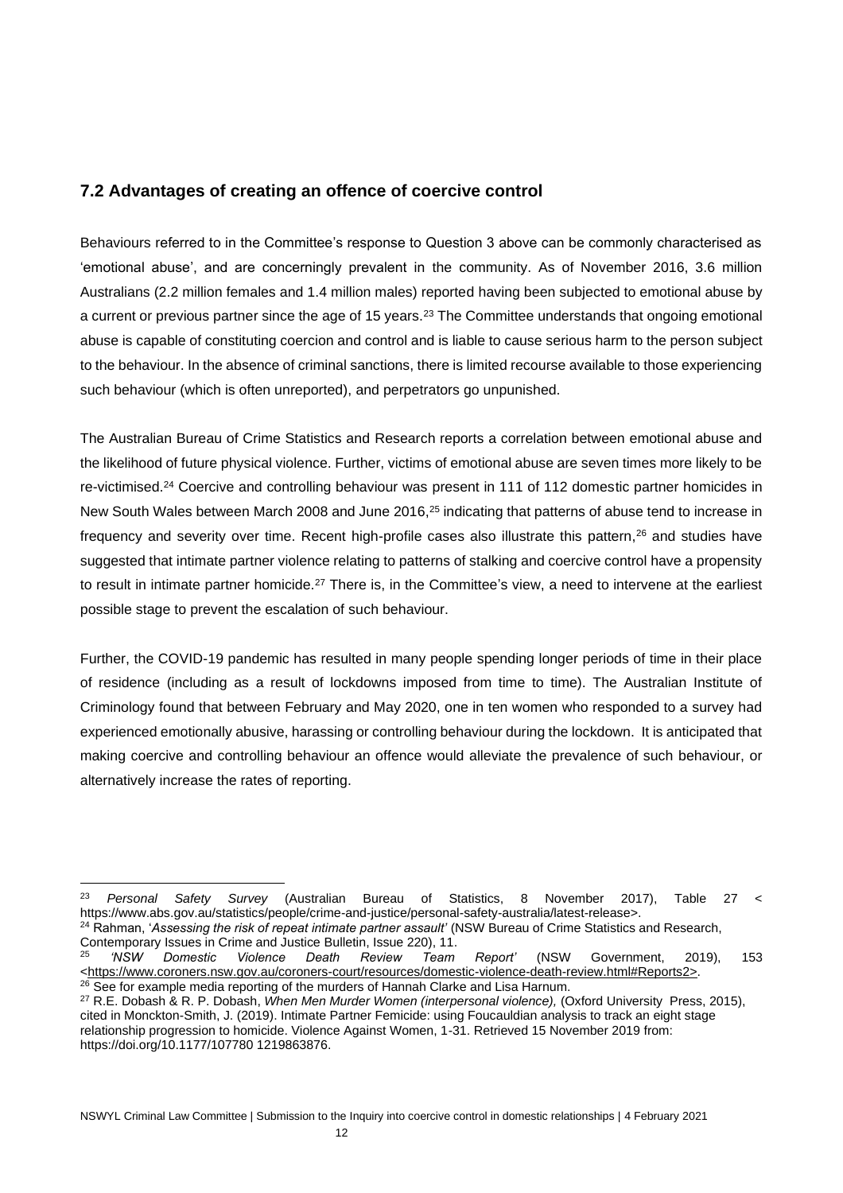## 7.2 Advantages of creating an offence of coercive control

Behaviours referred to in the Committee's response to Question 3 above can be commonly characterised as 'emotional abuse', and are concerningly prevalent in the community. As of November 2016, 3.6 million Australians (2.2 million females and 1.4 million males) reported having been subjected to emotional abuse by a current or previous partner since the age of 15 years.[23] The Committee understands that ongoing emotional abuse is capable of constituting coercion and control and is liable to cause serious harm to the person subject to the behaviour. In the absence of criminal sanctions, there is limited recourse available to those experiencing such behaviour (which is often unreported), and perpetrators go unpunished.

The Australian Bureau of Crime Statistics and Research reports a correlation between emotional abuse and the likelihood of future physical violence. Further, victims of emotional abuse are seven times more likely to be re-victimised.[24] Coercive and controlling behaviour was present in 111 of 112 domestic partner homicides in New South Wales between March 2008 and June 2016,[25] indicating that patterns of abuse tend to increase in frequency and severity over time. Recent high-profile cases also illustrate this pattern,[26] and studies have suggested that intimate partner violence relating to patterns of stalking and coercive control have a propensity to result in intimate partner homicide.[27] There is, in the Committee's view, a need to intervene at the earliest possible stage to prevent the escalation of such behaviour.

Further, the COVID-19 pandemic has resulted in many people spending longer periods of time in their place of residence (including as a result of lockdowns imposed from time to time). The Australian Institute of Criminology found that between February and May 2020, one in ten women who responded to a survey had experienced emotionally abusive, harassing or controlling behaviour during the lockdown. It is anticipated that making coercive and controlling behaviour an offence would alleviate the prevalence of such behaviour, or alternatively increase the rates of reporting.

---

[23] *Personal Safety Survey* (Australian Bureau of Statistics, 8 November 2017), Table 27 < https://www.abs.gov.au/statistics/people/crime-and-justice/personal-safety-australia/latest-release>.

[24] Rahman, '*Assessing the risk of repeat intimate partner assault*' (NSW Bureau of Crime Statistics and Research, Contemporary Issues in Crime and Justice Bulletin, Issue 220), 11.

[25] *'NSW Domestic Violence Death Review Team Report'* (NSW Government, 2019), 153 <https://www.coroners.nsw.gov.au/coroners-court/resources/domestic-violence-death-review.html#Reports2>.

[26] See for example media reporting of the murders of Hannah Clarke and Lisa Harnum.

[27] R.E. Dobash & R. P. Dobash, *When Men Murder Women (interpersonal violence),* (Oxford University Press, 2015), cited in Monckton-Smith, J. (2019). Intimate Partner Femicide: using Foucauldian analysis to track an eight stage relationship progression to homicide. Violence Against Women, 1-31. Retrieved 15 November 2019 from: https://doi.org/10.1177/107780 1219863876.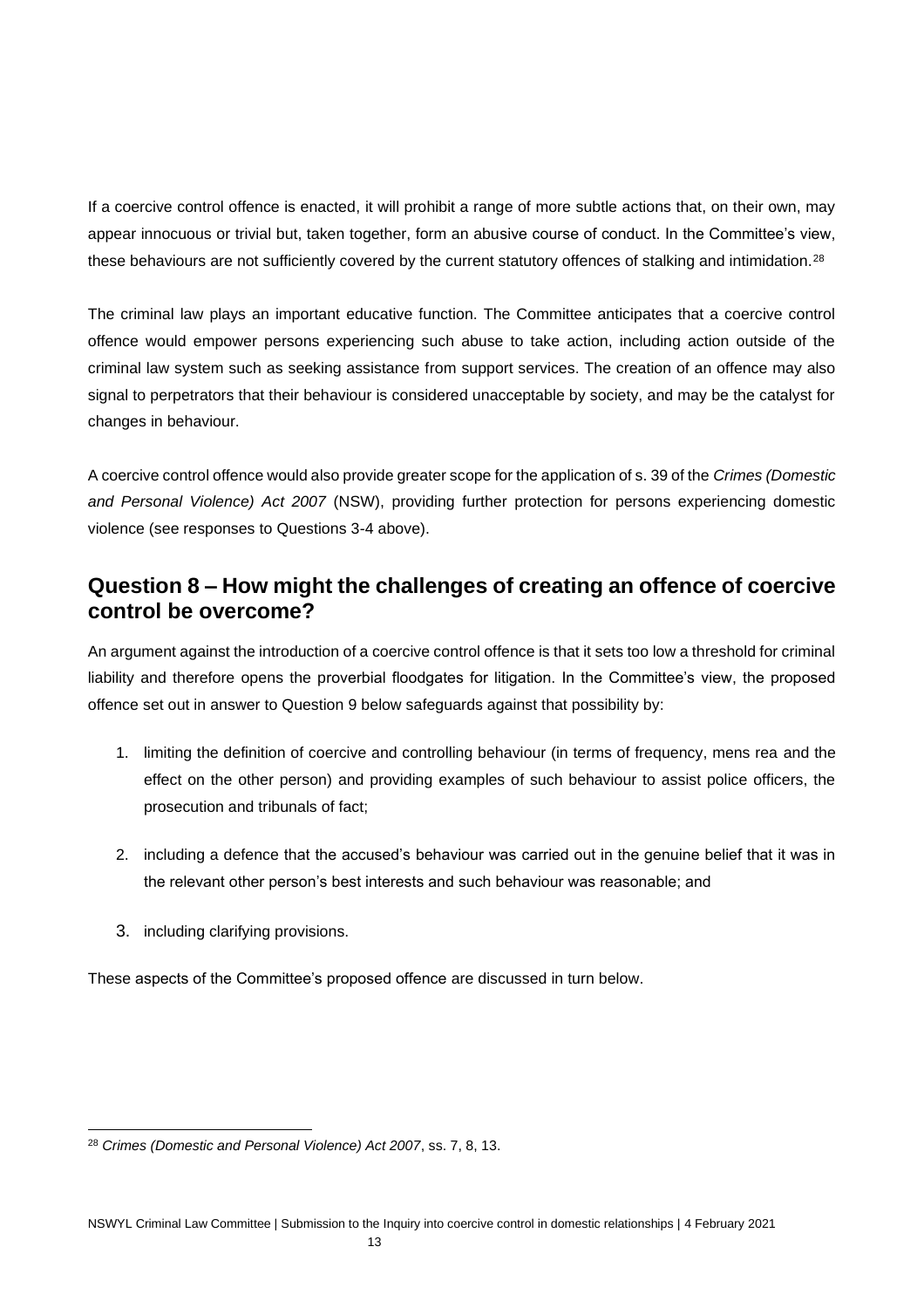If a coercive control offence is enacted, it will prohibit a range of more subtle actions that, on their own, may appear innocuous or trivial but, taken together, form an abusive course of conduct. In the Committee's view, these behaviours are not sufficiently covered by the current statutory offences of stalking and intimidation.[28]

The criminal law plays an important educative function. The Committee anticipates that a coercive control offence would empower persons experiencing such abuse to take action, including action outside of the criminal law system such as seeking assistance from support services. The creation of an offence may also signal to perpetrators that their behaviour is considered unacceptable by society, and may be the catalyst for changes in behaviour.

A coercive control offence would also provide greater scope for the application of s. 39 of the *Crimes (Domestic and Personal Violence) Act 2007* (NSW), providing further protection for persons experiencing domestic violence (see responses to Questions 3-4 above).

## Question 8 – How might the challenges of creating an offence of coercive control be overcome?

An argument against the introduction of a coercive control offence is that it sets too low a threshold for criminal liability and therefore opens the proverbial floodgates for litigation. In the Committee's view, the proposed offence set out in answer to Question 9 below safeguards against that possibility by:

1. limiting the definition of coercive and controlling behaviour (in terms of frequency, mens rea and the effect on the other person) and providing examples of such behaviour to assist police officers, the prosecution and tribunals of fact;
2. including a defence that the accused's behaviour was carried out in the genuine belief that it was in the relevant other person's best interests and such behaviour was reasonable; and
3. including clarifying provisions.

These aspects of the Committee's proposed offence are discussed in turn below.

[28] *Crimes (Domestic and Personal Violence) Act 2007*, ss. 7, 8, 13.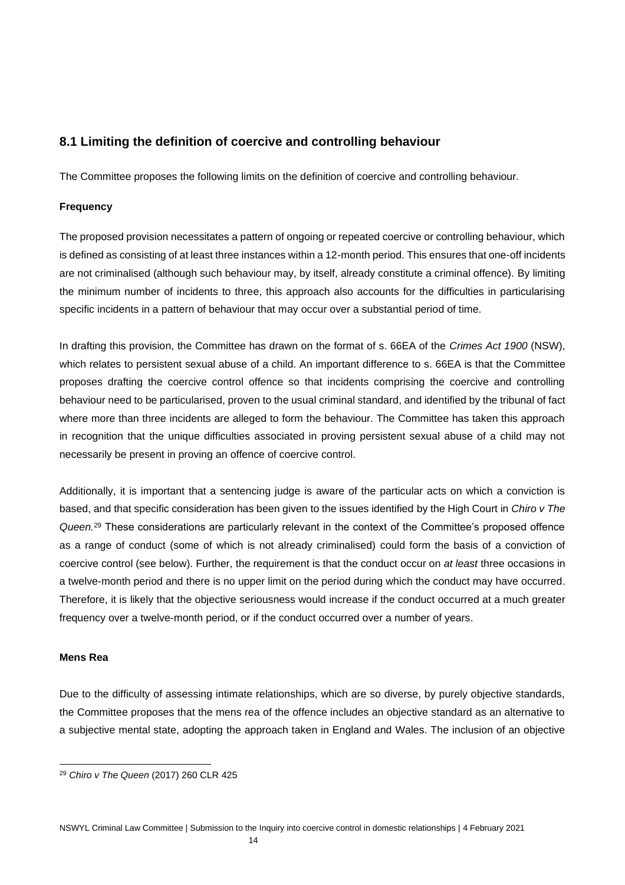## 8.1 Limiting the definition of coercive and controlling behaviour

The Committee proposes the following limits on the definition of coercive and controlling behaviour.

**Frequency**

The proposed provision necessitates a pattern of ongoing or repeated coercive or controlling behaviour, which is defined as consisting of at least three instances within a 12-month period. This ensures that one-off incidents are not criminalised (although such behaviour may, by itself, already constitute a criminal offence). By limiting the minimum number of incidents to three, this approach also accounts for the difficulties in particularising specific incidents in a pattern of behaviour that may occur over a substantial period of time.

In drafting this provision, the Committee has drawn on the format of s. 66EA of the *Crimes Act 1900* (NSW), which relates to persistent sexual abuse of a child. An important difference to s. 66EA is that the Committee proposes drafting the coercive control offence so that incidents comprising the coercive and controlling behaviour need to be particularised, proven to the usual criminal standard, and identified by the tribunal of fact where more than three incidents are alleged to form the behaviour. The Committee has taken this approach in recognition that the unique difficulties associated in proving persistent sexual abuse of a child may not necessarily be present in proving an offence of coercive control.

Additionally, it is important that a sentencing judge is aware of the particular acts on which a conviction is based, and that specific consideration has been given to the issues identified by the High Court in *Chiro v The Queen.*[29] These considerations are particularly relevant in the context of the Committee's proposed offence as a range of conduct (some of which is not already criminalised) could form the basis of a conviction of coercive control (see below). Further, the requirement is that the conduct occur on *at least* three occasions in a twelve-month period and there is no upper limit on the period during which the conduct may have occurred. Therefore, it is likely that the objective seriousness would increase if the conduct occurred at a much greater frequency over a twelve-month period, or if the conduct occurred over a number of years.

**Mens Rea**

Due to the difficulty of assessing intimate relationships, which are so diverse, by purely objective standards, the Committee proposes that the mens rea of the offence includes an objective standard as an alternative to a subjective mental state, adopting the approach taken in England and Wales. The inclusion of an objective

[29] *Chiro v The Queen* (2017) 260 CLR 425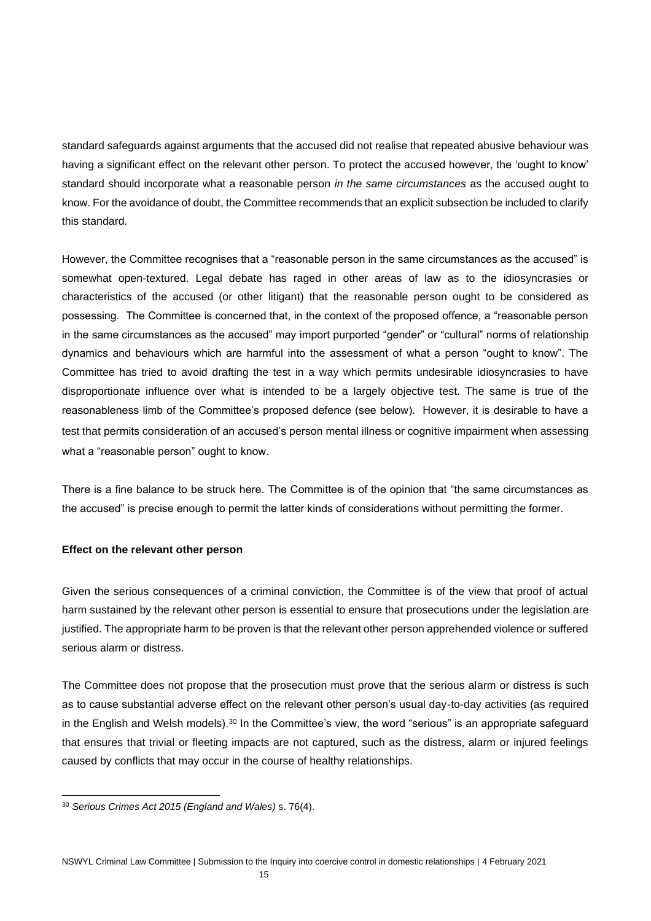standard safeguards against arguments that the accused did not realise that repeated abusive behaviour was having a significant effect on the relevant other person. To protect the accused however, the 'ought to know' standard should incorporate what a reasonable person *in the same circumstances* as the accused ought to know. For the avoidance of doubt, the Committee recommends that an explicit subsection be included to clarify this standard.

However, the Committee recognises that a "reasonable person in the same circumstances as the accused" is somewhat open-textured. Legal debate has raged in other areas of law as to the idiosyncrasies or characteristics of the accused (or other litigant) that the reasonable person ought to be considered as possessing. The Committee is concerned that, in the context of the proposed offence, a "reasonable person in the same circumstances as the accused" may import purported "gender" or "cultural" norms of relationship dynamics and behaviours which are harmful into the assessment of what a person "ought to know". The Committee has tried to avoid drafting the test in a way which permits undesirable idiosyncrasies to have disproportionate influence over what is intended to be a largely objective test. The same is true of the reasonableness limb of the Committee's proposed defence (see below). However, it is desirable to have a test that permits consideration of an accused's person mental illness or cognitive impairment when assessing what a "reasonable person" ought to know.

There is a fine balance to be struck here. The Committee is of the opinion that "the same circumstances as the accused" is precise enough to permit the latter kinds of considerations without permitting the former.

**Effect on the relevant other person**

Given the serious consequences of a criminal conviction, the Committee is of the view that proof of actual harm sustained by the relevant other person is essential to ensure that prosecutions under the legislation are justified. The appropriate harm to be proven is that the relevant other person apprehended violence or suffered serious alarm or distress.

The Committee does not propose that the prosecution must prove that the serious alarm or distress is such as to cause substantial adverse effect on the relevant other person's usual day-to-day activities (as required in the English and Welsh models).[30] In the Committee's view, the word "serious" is an appropriate safeguard that ensures that trivial or fleeting impacts are not captured, such as the distress, alarm or injured feelings caused by conflicts that may occur in the course of healthy relationships.

---

[30] *Serious Crimes Act 2015 (England and Wales)* s. 76(4).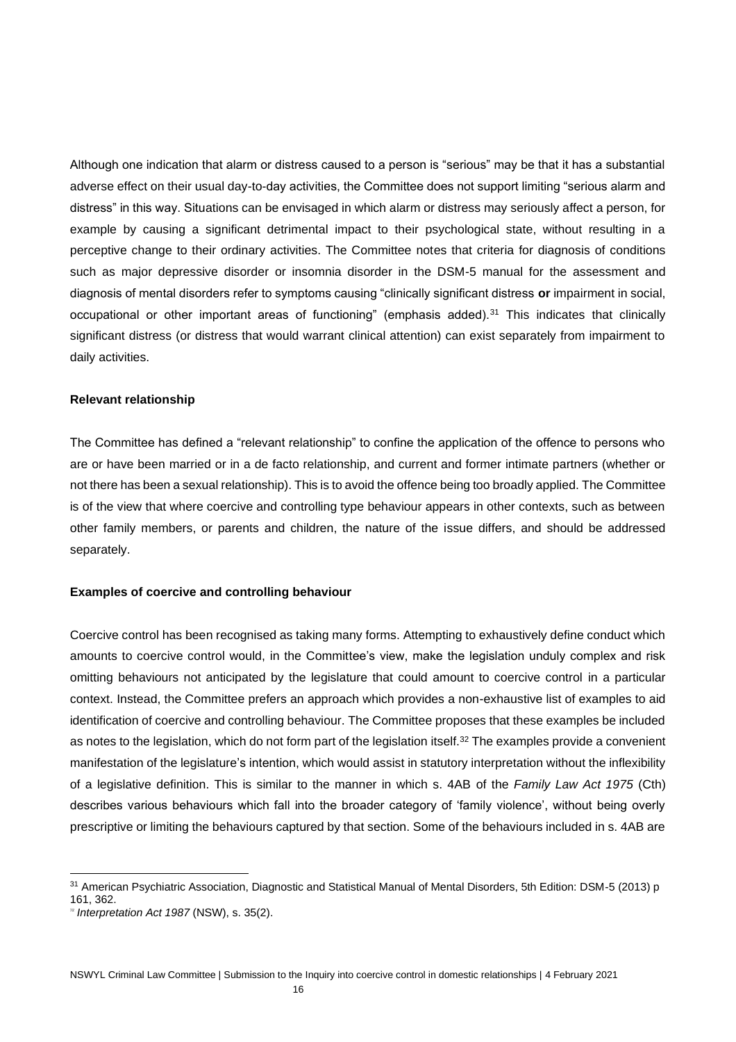Although one indication that alarm or distress caused to a person is "serious" may be that it has a substantial adverse effect on their usual day-to-day activities, the Committee does not support limiting "serious alarm and distress" in this way. Situations can be envisaged in which alarm or distress may seriously affect a person, for example by causing a significant detrimental impact to their psychological state, without resulting in a perceptive change to their ordinary activities. The Committee notes that criteria for diagnosis of conditions such as major depressive disorder or insomnia disorder in the DSM-5 manual for the assessment and diagnosis of mental disorders refer to symptoms causing "clinically significant distress **or** impairment in social, occupational or other important areas of functioning" (emphasis added).[31] This indicates that clinically significant distress (or distress that would warrant clinical attention) can exist separately from impairment to daily activities.

**Relevant relationship**

The Committee has defined a "relevant relationship" to confine the application of the offence to persons who are or have been married or in a de facto relationship, and current and former intimate partners (whether or not there has been a sexual relationship). This is to avoid the offence being too broadly applied. The Committee is of the view that where coercive and controlling type behaviour appears in other contexts, such as between other family members, or parents and children, the nature of the issue differs, and should be addressed separately.

**Examples of coercive and controlling behaviour**

Coercive control has been recognised as taking many forms. Attempting to exhaustively define conduct which amounts to coercive control would, in the Committee's view, make the legislation unduly complex and risk omitting behaviours not anticipated by the legislature that could amount to coercive control in a particular context. Instead, the Committee prefers an approach which provides a non-exhaustive list of examples to aid identification of coercive and controlling behaviour. The Committee proposes that these examples be included as notes to the legislation, which do not form part of the legislation itself.[32] The examples provide a convenient manifestation of the legislature's intention, which would assist in statutory interpretation without the inflexibility of a legislative definition. This is similar to the manner in which s. 4AB of the *Family Law Act 1975* (Cth) describes various behaviours which fall into the broader category of 'family violence', without being overly prescriptive or limiting the behaviours captured by that section. Some of the behaviours included in s. 4AB are

---

[31] American Psychiatric Association, Diagnostic and Statistical Manual of Mental Disorders, 5th Edition: DSM-5 (2013) p 161, 362.

[32] *Interpretation Act 1987* (NSW), s. 35(2).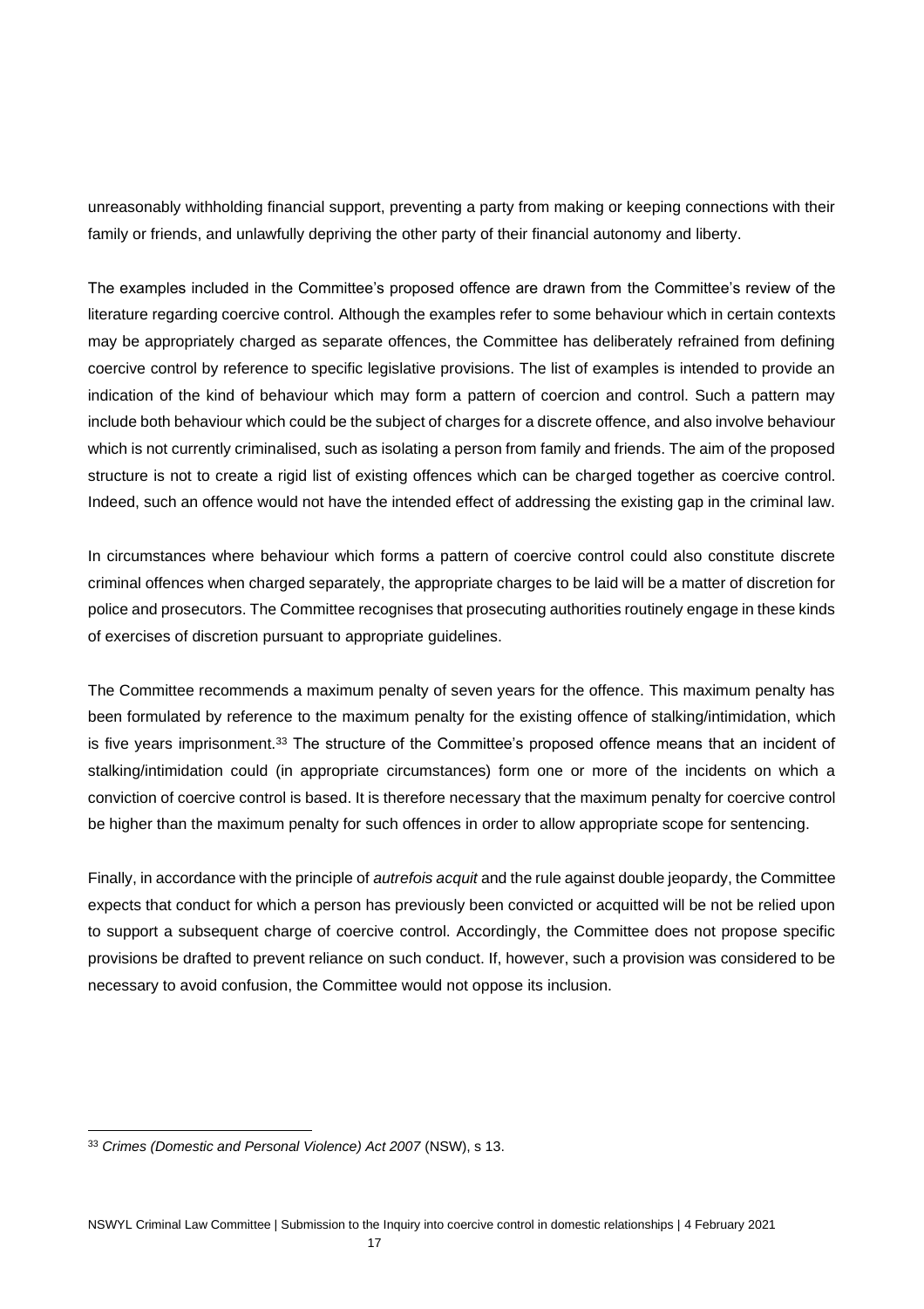unreasonably withholding financial support, preventing a party from making or keeping connections with their family or friends, and unlawfully depriving the other party of their financial autonomy and liberty.

The examples included in the Committee's proposed offence are drawn from the Committee's review of the literature regarding coercive control. Although the examples refer to some behaviour which in certain contexts may be appropriately charged as separate offences, the Committee has deliberately refrained from defining coercive control by reference to specific legislative provisions. The list of examples is intended to provide an indication of the kind of behaviour which may form a pattern of coercion and control. Such a pattern may include both behaviour which could be the subject of charges for a discrete offence, and also involve behaviour which is not currently criminalised, such as isolating a person from family and friends. The aim of the proposed structure is not to create a rigid list of existing offences which can be charged together as coercive control. Indeed, such an offence would not have the intended effect of addressing the existing gap in the criminal law.

In circumstances where behaviour which forms a pattern of coercive control could also constitute discrete criminal offences when charged separately, the appropriate charges to be laid will be a matter of discretion for police and prosecutors. The Committee recognises that prosecuting authorities routinely engage in these kinds of exercises of discretion pursuant to appropriate guidelines.

The Committee recommends a maximum penalty of seven years for the offence. This maximum penalty has been formulated by reference to the maximum penalty for the existing offence of stalking/intimidation, which is five years imprisonment.[33] The structure of the Committee's proposed offence means that an incident of stalking/intimidation could (in appropriate circumstances) form one or more of the incidents on which a conviction of coercive control is based. It is therefore necessary that the maximum penalty for coercive control be higher than the maximum penalty for such offences in order to allow appropriate scope for sentencing.

Finally, in accordance with the principle of *autrefois acquit* and the rule against double jeopardy, the Committee expects that conduct for which a person has previously been convicted or acquitted will be not be relied upon to support a subsequent charge of coercive control. Accordingly, the Committee does not propose specific provisions be drafted to prevent reliance on such conduct. If, however, such a provision was considered to be necessary to avoid confusion, the Committee would not oppose its inclusion.

[33] *Crimes (Domestic and Personal Violence) Act 2007* (NSW), s 13.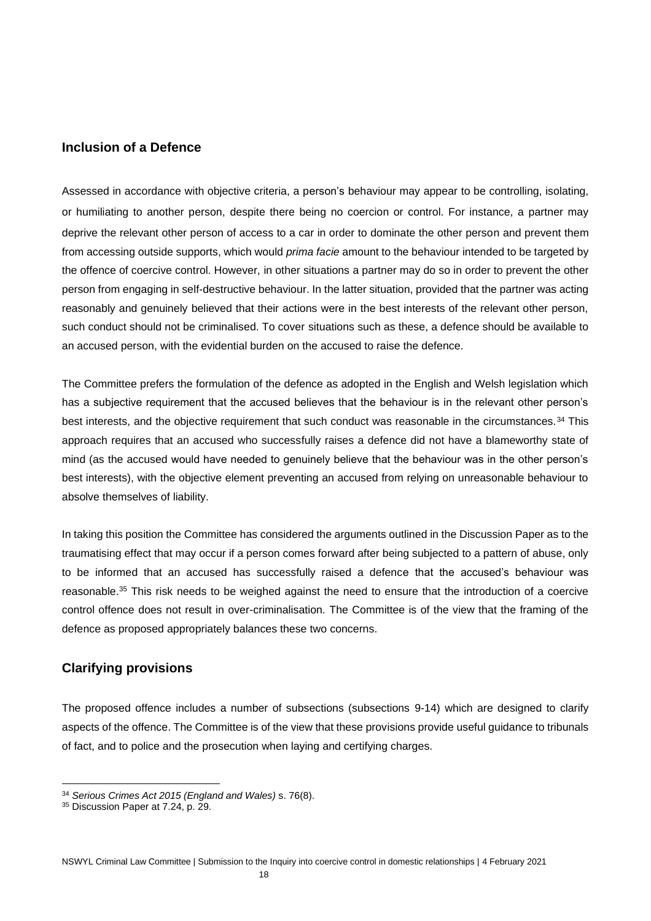## Inclusion of a Defence

Assessed in accordance with objective criteria, a person's behaviour may appear to be controlling, isolating, or humiliating to another person, despite there being no coercion or control. For instance, a partner may deprive the relevant other person of access to a car in order to dominate the other person and prevent them from accessing outside supports, which would *prima facie* amount to the behaviour intended to be targeted by the offence of coercive control. However, in other situations a partner may do so in order to prevent the other person from engaging in self-destructive behaviour. In the latter situation, provided that the partner was acting reasonably and genuinely believed that their actions were in the best interests of the relevant other person, such conduct should not be criminalised. To cover situations such as these, a defence should be available to an accused person, with the evidential burden on the accused to raise the defence.

The Committee prefers the formulation of the defence as adopted in the English and Welsh legislation which has a subjective requirement that the accused believes that the behaviour is in the relevant other person's best interests, and the objective requirement that such conduct was reasonable in the circumstances.[34] This approach requires that an accused who successfully raises a defence did not have a blameworthy state of mind (as the accused would have needed to genuinely believe that the behaviour was in the other person's best interests), with the objective element preventing an accused from relying on unreasonable behaviour to absolve themselves of liability.

In taking this position the Committee has considered the arguments outlined in the Discussion Paper as to the traumatising effect that may occur if a person comes forward after being subjected to a pattern of abuse, only to be informed that an accused has successfully raised a defence that the accused's behaviour was reasonable.[35] This risk needs to be weighed against the need to ensure that the introduction of a coercive control offence does not result in over-criminalisation. The Committee is of the view that the framing of the defence as proposed appropriately balances these two concerns.

## Clarifying provisions

The proposed offence includes a number of subsections (subsections 9-14) which are designed to clarify aspects of the offence. The Committee is of the view that these provisions provide useful guidance to tribunals of fact, and to police and the prosecution when laying and certifying charges.

---

[34] *Serious Crimes Act 2015 (England and Wales)* s. 76(8).

[35] Discussion Paper at 7.24, p. 29.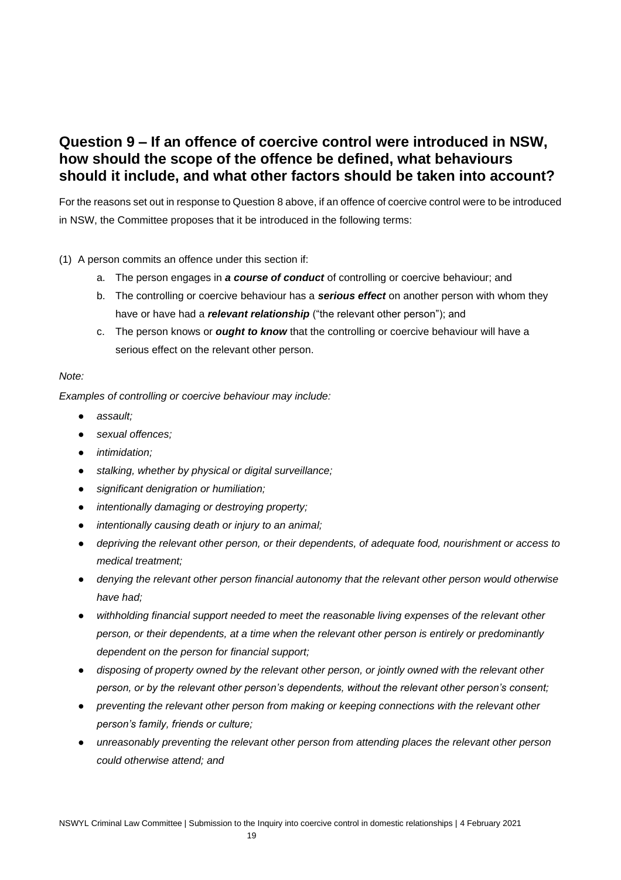## Question 9 – If an offence of coercive control were introduced in NSW, how should the scope of the offence be defined, what behaviours should it include, and what other factors should be taken into account?

For the reasons set out in response to Question 8 above, if an offence of coercive control were to be introduced in NSW, the Committee proposes that it be introduced in the following terms:

(1) A person commits an offence under this section if:

   a. The person engages in ***a course of conduct*** of controlling or coercive behaviour; and
   b. The controlling or coercive behaviour has a ***serious effect*** on another person with whom they have or have had a ***relevant relationship*** ("the relevant other person"); and
   c. The person knows or ***ought to know*** that the controlling or coercive behaviour will have a serious effect on the relevant other person.

*Note:*

*Examples of controlling or coercive behaviour may include:*

- *assault;*
- *sexual offences;*
- *intimidation;*
- *stalking, whether by physical or digital surveillance;*
- *significant denigration or humiliation;*
- *intentionally damaging or destroying property;*
- *intentionally causing death or injury to an animal;*
- *depriving the relevant other person, or their dependents, of adequate food, nourishment or access to medical treatment;*
- *denying the relevant other person financial autonomy that the relevant other person would otherwise have had;*
- *withholding financial support needed to meet the reasonable living expenses of the relevant other person, or their dependents, at a time when the relevant other person is entirely or predominantly dependent on the person for financial support;*
- *disposing of property owned by the relevant other person, or jointly owned with the relevant other person, or by the relevant other person's dependents, without the relevant other person's consent;*
- *preventing the relevant other person from making or keeping connections with the relevant other person's family, friends or culture;*
- *unreasonably preventing the relevant other person from attending places the relevant other person could otherwise attend; and*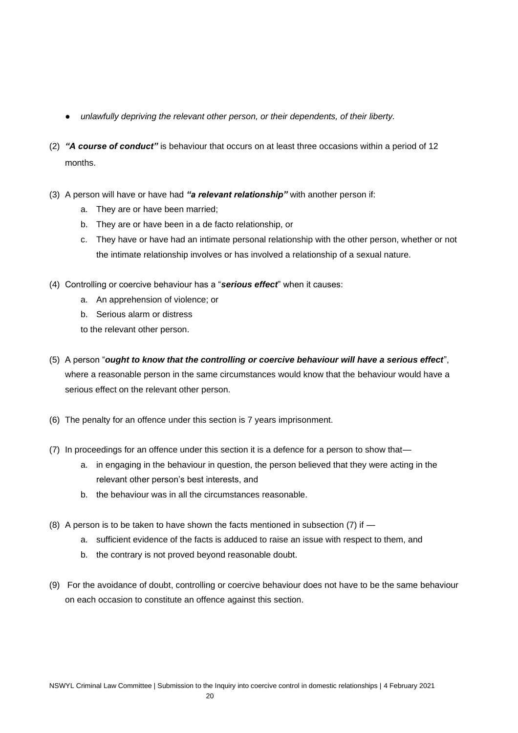- *unlawfully depriving the relevant other person, or their dependents, of their liberty.*

(2) ***"A course of conduct"*** is behaviour that occurs on at least three occasions within a period of 12 months.

(3) A person will have or have had ***"a relevant relationship"*** with another person if:

   a. They are or have been married;
   b. They are or have been in a de facto relationship, or
   c. They have or have had an intimate personal relationship with the other person, whether or not the intimate relationship involves or has involved a relationship of a sexual nature.

(4) Controlling or coercive behaviour has a "***serious effect***" when it causes:

   a. An apprehension of violence; or
   b. Serious alarm or distress

   to the relevant other person.

(5) A person "***ought to know that the controlling or coercive behaviour will have a serious effect***", where a reasonable person in the same circumstances would know that the behaviour would have a serious effect on the relevant other person.

(6) The penalty for an offence under this section is 7 years imprisonment.

(7) In proceedings for an offence under this section it is a defence for a person to show that—

   a. in engaging in the behaviour in question, the person believed that they were acting in the relevant other person's best interests, and
   b. the behaviour was in all the circumstances reasonable.

(8) A person is to be taken to have shown the facts mentioned in subsection (7) if —

   a. sufficient evidence of the facts is adduced to raise an issue with respect to them, and
   b. the contrary is not proved beyond reasonable doubt.

(9) For the avoidance of doubt, controlling or coercive behaviour does not have to be the same behaviour on each occasion to constitute an offence against this section.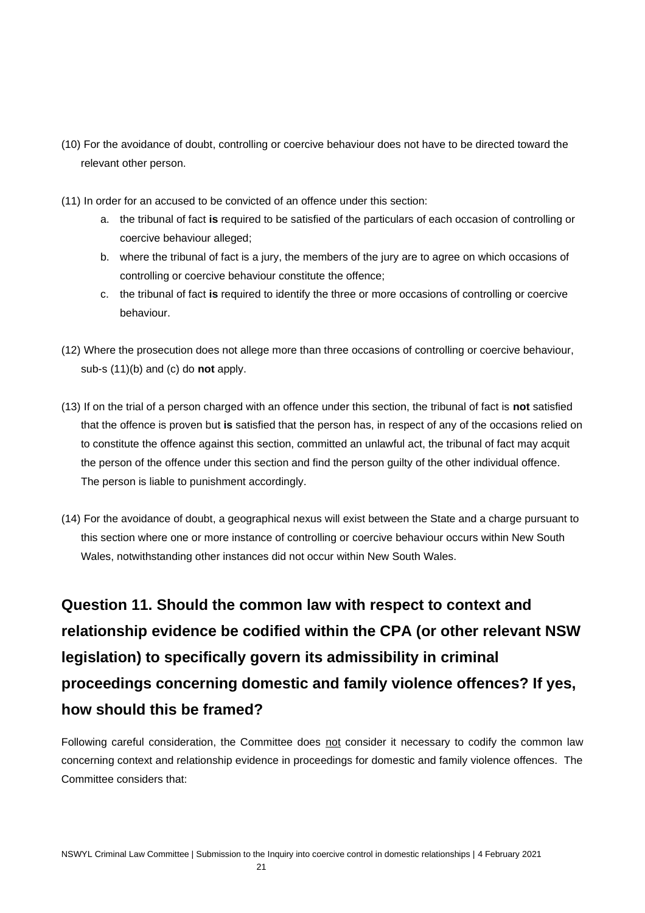(10) For the avoidance of doubt, controlling or coercive behaviour does not have to be directed toward the relevant other person.

(11) In order for an accused to be convicted of an offence under this section:

a. the tribunal of fact **is** required to be satisfied of the particulars of each occasion of controlling or coercive behaviour alleged;
b. where the tribunal of fact is a jury, the members of the jury are to agree on which occasions of controlling or coercive behaviour constitute the offence;
c. the tribunal of fact **is** required to identify the three or more occasions of controlling or coercive behaviour.

(12) Where the prosecution does not allege more than three occasions of controlling or coercive behaviour, sub-s (11)(b) and (c) do **not** apply.

(13) If on the trial of a person charged with an offence under this section, the tribunal of fact is **not** satisfied that the offence is proven but **is** satisfied that the person has, in respect of any of the occasions relied on to constitute the offence against this section, committed an unlawful act, the tribunal of fact may acquit the person of the offence under this section and find the person guilty of the other individual offence. The person is liable to punishment accordingly.

(14) For the avoidance of doubt, a geographical nexus will exist between the State and a charge pursuant to this section where one or more instance of controlling or coercive behaviour occurs within New South Wales, notwithstanding other instances did not occur within New South Wales.

## Question 11. Should the common law with respect to context and relationship evidence be codified within the CPA (or other relevant NSW legislation) to specifically govern its admissibility in criminal proceedings concerning domestic and family violence offences? If yes, how should this be framed?

Following careful consideration, the Committee does <u>not</u> consider it necessary to codify the common law concerning context and relationship evidence in proceedings for domestic and family violence offences. The Committee considers that: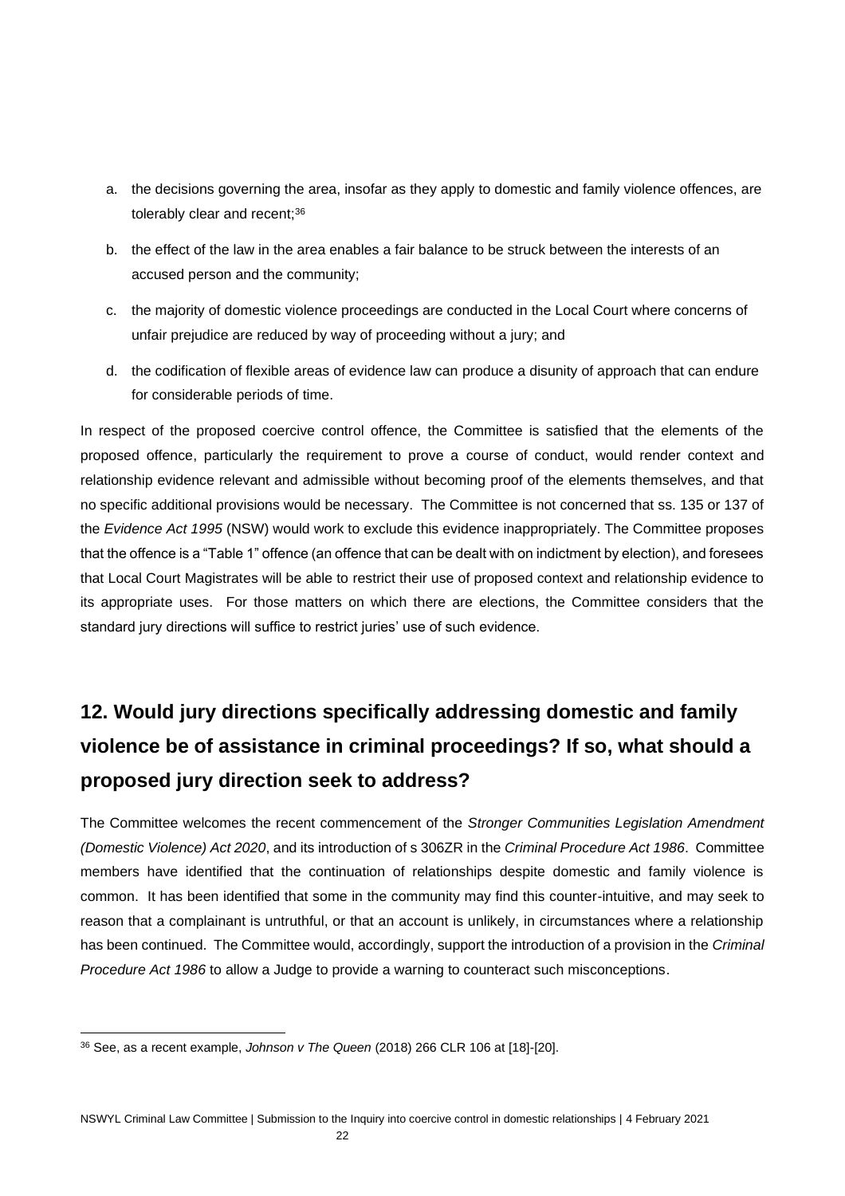a. the decisions governing the area, insofar as they apply to domestic and family violence offences, are tolerably clear and recent;[36]

b. the effect of the law in the area enables a fair balance to be struck between the interests of an accused person and the community;

c. the majority of domestic violence proceedings are conducted in the Local Court where concerns of unfair prejudice are reduced by way of proceeding without a jury; and

d. the codification of flexible areas of evidence law can produce a disunity of approach that can endure for considerable periods of time.

In respect of the proposed coercive control offence, the Committee is satisfied that the elements of the proposed offence, particularly the requirement to prove a course of conduct, would render context and relationship evidence relevant and admissible without becoming proof of the elements themselves, and that no specific additional provisions would be necessary. The Committee is not concerned that ss. 135 or 137 of the *Evidence Act 1995* (NSW) would work to exclude this evidence inappropriately. The Committee proposes that the offence is a "Table 1" offence (an offence that can be dealt with on indictment by election), and foresees that Local Court Magistrates will be able to restrict their use of proposed context and relationship evidence to its appropriate uses. For those matters on which there are elections, the Committee considers that the standard jury directions will suffice to restrict juries' use of such evidence.

## 12. Would jury directions specifically addressing domestic and family violence be of assistance in criminal proceedings? If so, what should a proposed jury direction seek to address?

The Committee welcomes the recent commencement of the *Stronger Communities Legislation Amendment (Domestic Violence) Act 2020*, and its introduction of s 306ZR in the *Criminal Procedure Act 1986*. Committee members have identified that the continuation of relationships despite domestic and family violence is common. It has been identified that some in the community may find this counter-intuitive, and may seek to reason that a complainant is untruthful, or that an account is unlikely, in circumstances where a relationship has been continued. The Committee would, accordingly, support the introduction of a provision in the *Criminal Procedure Act 1986* to allow a Judge to provide a warning to counteract such misconceptions.

---

[36] See, as a recent example, *Johnson v The Queen* (2018) 266 CLR 106 at [18]-[20].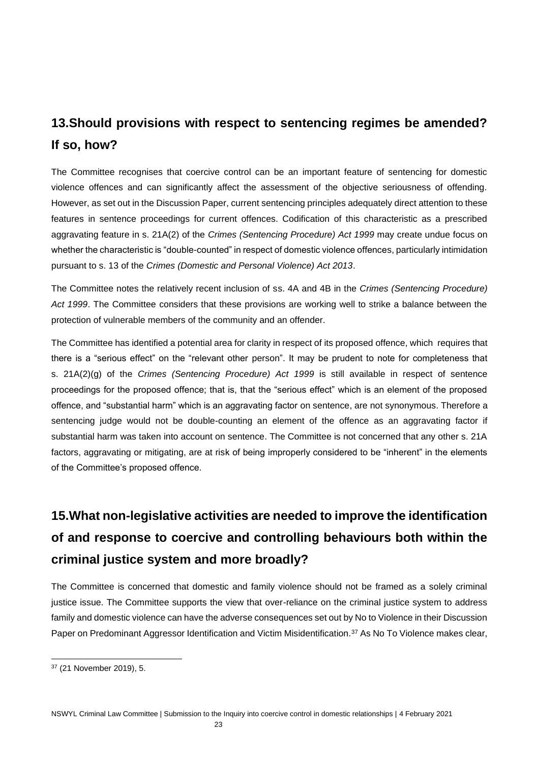## 13. Should provisions with respect to sentencing regimes be amended? If so, how?

The Committee recognises that coercive control can be an important feature of sentencing for domestic violence offences and can significantly affect the assessment of the objective seriousness of offending. However, as set out in the Discussion Paper, current sentencing principles adequately direct attention to these features in sentence proceedings for current offences. Codification of this characteristic as a prescribed aggravating feature in s. 21A(2) of the *Crimes (Sentencing Procedure) Act 1999* may create undue focus on whether the characteristic is "double-counted" in respect of domestic violence offences, particularly intimidation pursuant to s. 13 of the *Crimes (Domestic and Personal Violence) Act 2013*.

The Committee notes the relatively recent inclusion of ss. 4A and 4B in the *Crimes (Sentencing Procedure) Act 1999*. The Committee considers that these provisions are working well to strike a balance between the protection of vulnerable members of the community and an offender.

The Committee has identified a potential area for clarity in respect of its proposed offence, which requires that there is a "serious effect" on the "relevant other person". It may be prudent to note for completeness that s. 21A(2)(g) of the *Crimes (Sentencing Procedure) Act 1999* is still available in respect of sentence proceedings for the proposed offence; that is, that the "serious effect" which is an element of the proposed offence, and "substantial harm" which is an aggravating factor on sentence, are not synonymous. Therefore a sentencing judge would not be double-counting an element of the offence as an aggravating factor if substantial harm was taken into account on sentence. The Committee is not concerned that any other s. 21A factors, aggravating or mitigating, are at risk of being improperly considered to be "inherent" in the elements of the Committee's proposed offence.

## 15. What non-legislative activities are needed to improve the identification of and response to coercive and controlling behaviours both within the criminal justice system and more broadly?

The Committee is concerned that domestic and family violence should not be framed as a solely criminal justice issue. The Committee supports the view that over-reliance on the criminal justice system to address family and domestic violence can have the adverse consequences set out by No to Violence in their Discussion Paper on Predominant Aggressor Identification and Victim Misidentification.[37] As No To Violence makes clear,

---

[37] (21 November 2019), 5.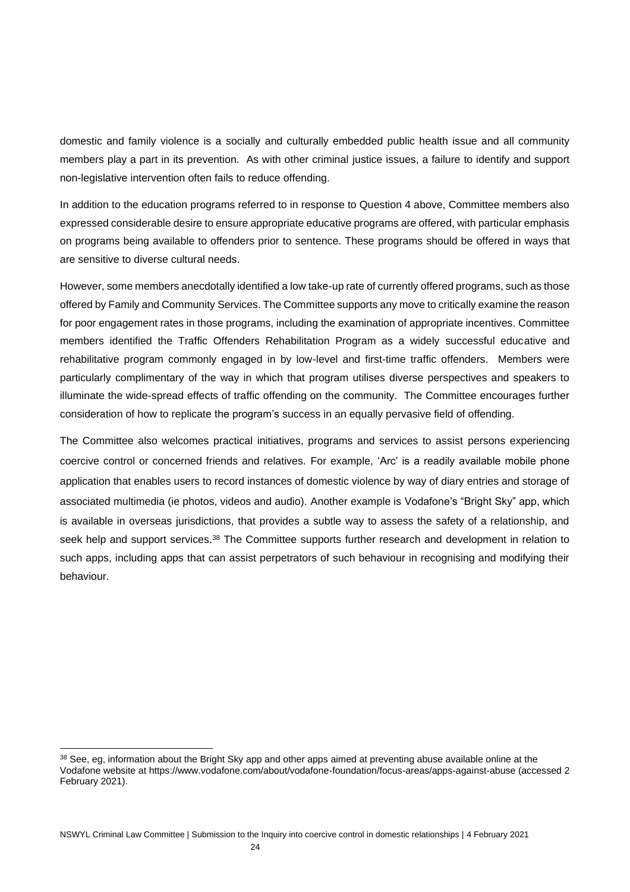domestic and family violence is a socially and culturally embedded public health issue and all community members play a part in its prevention. As with other criminal justice issues, a failure to identify and support non-legislative intervention often fails to reduce offending.

In addition to the education programs referred to in response to Question 4 above, Committee members also expressed considerable desire to ensure appropriate educative programs are offered, with particular emphasis on programs being available to offenders prior to sentence. These programs should be offered in ways that are sensitive to diverse cultural needs.

However, some members anecdotally identified a low take-up rate of currently offered programs, such as those offered by Family and Community Services. The Committee supports any move to critically examine the reason for poor engagement rates in those programs, including the examination of appropriate incentives. Committee members identified the Traffic Offenders Rehabilitation Program as a widely successful educative and rehabilitative program commonly engaged in by low-level and first-time traffic offenders. Members were particularly complimentary of the way in which that program utilises diverse perspectives and speakers to illuminate the wide-spread effects of traffic offending on the community. The Committee encourages further consideration of how to replicate the program's success in an equally pervasive field of offending.

The Committee also welcomes practical initiatives, programs and services to assist persons experiencing coercive control or concerned friends and relatives. For example, 'Arc' is a readily available mobile phone application that enables users to record instances of domestic violence by way of diary entries and storage of associated multimedia (ie photos, videos and audio). Another example is Vodafone's "Bright Sky" app, which is available in overseas jurisdictions, that provides a subtle way to assess the safety of a relationship, and seek help and support services.[38] The Committee supports further research and development in relation to such apps, including apps that can assist perpetrators of such behaviour in recognising and modifying their behaviour.

---

[38] See, eg, information about the Bright Sky app and other apps aimed at preventing abuse available online at the Vodafone website at https://www.vodafone.com/about/vodafone-foundation/focus-areas/apps-against-abuse (accessed 2 February 2021).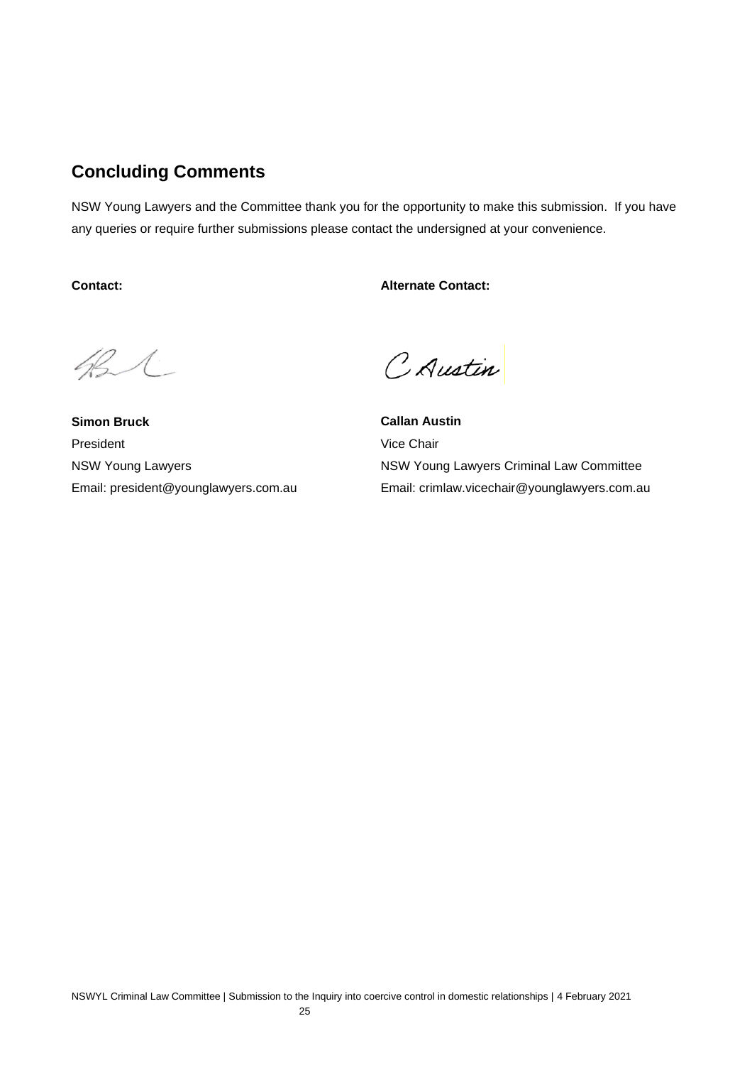## Concluding Comments

NSW Young Lawyers and the Committee thank you for the opportunity to make this submission. If you have any queries or require further submissions please contact the undersigned at your convenience.

**Contact:**

**Simon Bruck**
President
NSW Young Lawyers
Email: president@younglawyers.com.au

**Alternate Contact:**

**Callan Austin**
Vice Chair
NSW Young Lawyers Criminal Law Committee
Email: crimlaw.vicechair@younglawyers.com.au